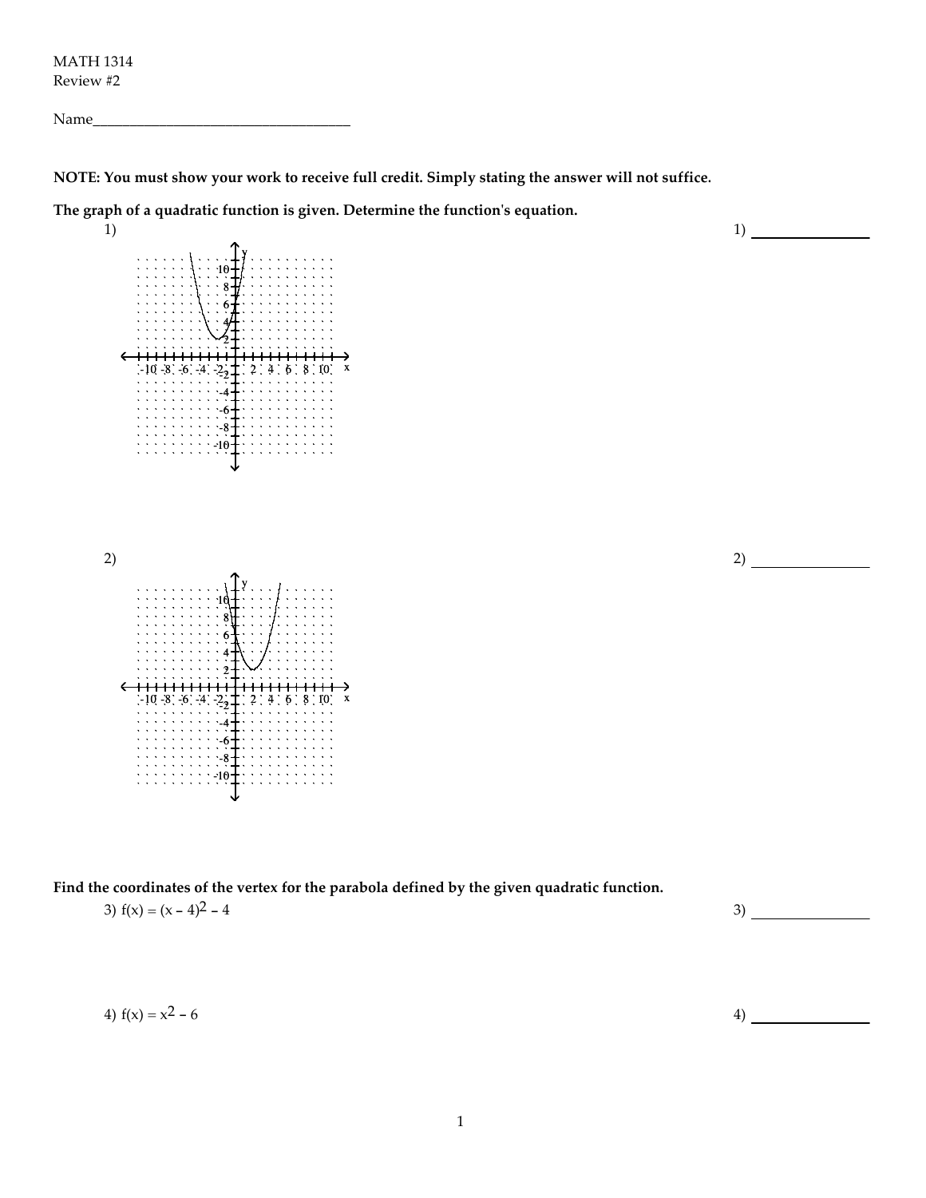MATH 1314
Review #2

Name___________________________________

**NOTE: You must show your work to receive full credit. Simply stating the answer will not suffice.**

**The graph of a quadratic function is given. Determine the function's equation.**

1) 1) _______________

2) 2) _______________

**Find the coordinates of the vertex for the parabola defined by the given quadratic function.**

3) $f(x) = (x - 4)^2 - 4$ 3) _______________

4) $f(x) = x^2 - 6$ 4) _______________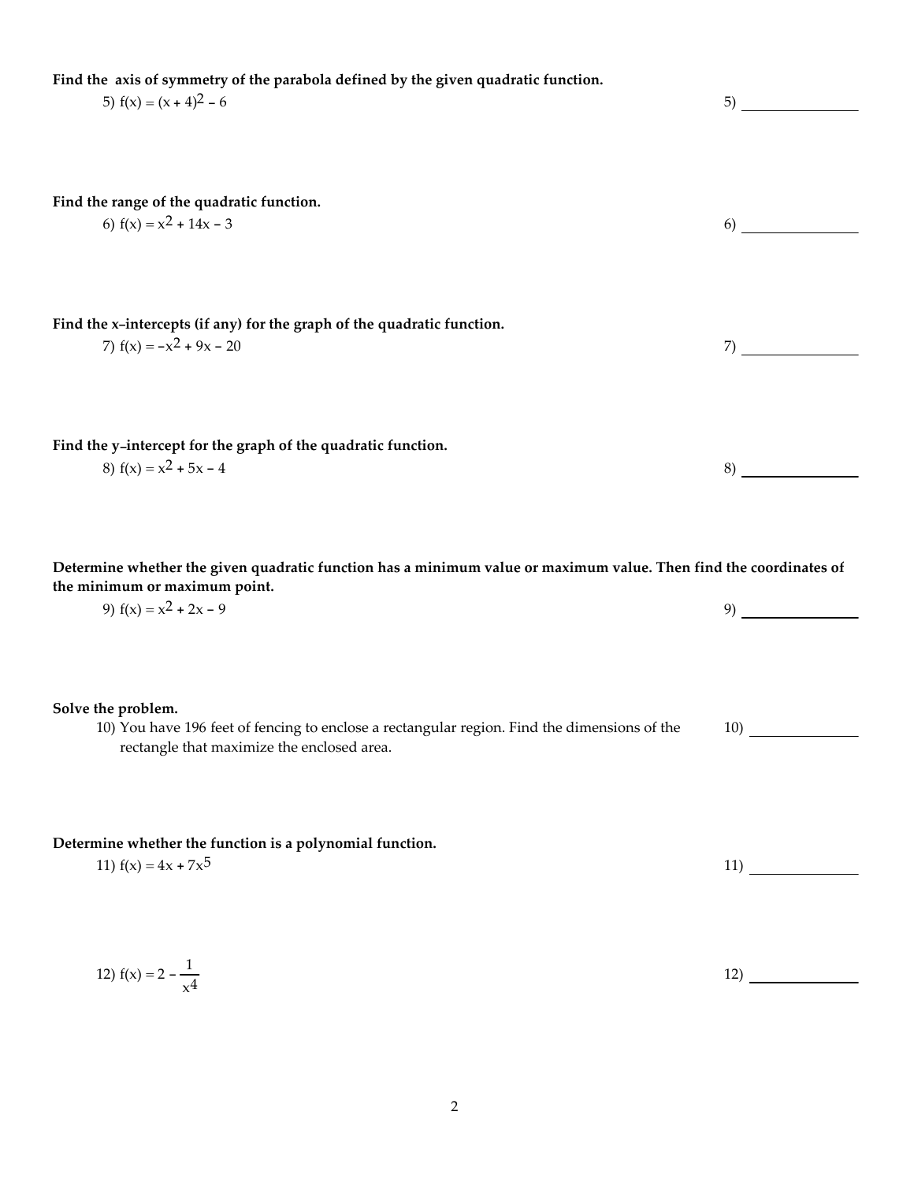**Find the axis of symmetry of the parabola defined by the given quadratic function.**

5) $f(x) = (x + 4)^2 - 6$

5) ______________

**Find the range of the quadratic function.**

6) $f(x) = x^2 + 14x - 3$

6) ______________

**Find the x-intercepts (if any) for the graph of the quadratic function.**

7) $f(x) = -x^2 + 9x - 20$

7) ______________

**Find the y-intercept for the graph of the quadratic function.**

8) $f(x) = x^2 + 5x - 4$

8) ______________

**Determine whether the given quadratic function has a minimum value or maximum value. Then find the coordinates of the minimum or maximum point.**

9) $f(x) = x^2 + 2x - 9$

9) ______________

**Solve the problem.**

10) You have 196 feet of fencing to enclose a rectangular region. Find the dimensions of the rectangle that maximize the enclosed area.

10) ______________

**Determine whether the function is a polynomial function.**

11) $f(x) = 4x + 7x^5$

11) ______________

12) $f(x) = 2 - \frac{1}{x^4}$

12) ______________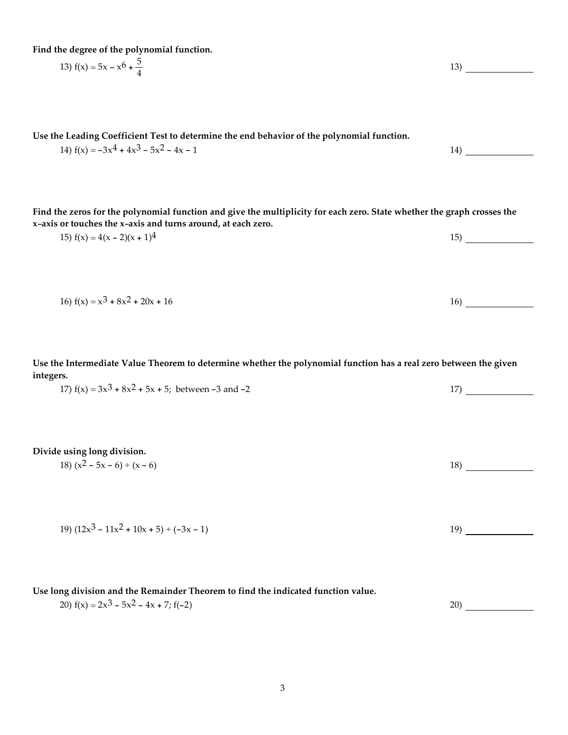**Find the degree of the polynomial function.**

13) $f(x) = 5x - x^6 + \frac{5}{4}$ 13) _______________

**Use the Leading Coefficient Test to determine the end behavior of the polynomial function.**

14) $f(x) = -3x^4 + 4x^3 - 5x^2 - 4x - 1$ 14) _______________

**Find the zeros for the polynomial function and give the multiplicity for each zero. State whether the graph crosses the x–axis or touches the x–axis and turns around, at each zero.**

15) $f(x) = 4(x - 2)(x + 1)^4$ 15) _______________

16) $f(x) = x^3 + 8x^2 + 20x + 16$ 16) _______________

**Use the Intermediate Value Theorem to determine whether the polynomial function has a real zero between the given integers.**

17) $f(x) = 3x^3 + 8x^2 + 5x + 5$; between $-3$ and $-2$ 17) _______________

**Divide using long division.**

18) $(x^2 - 5x - 6) \div (x - 6)$ 18) _______________

19) $(12x^3 - 11x^2 + 10x + 5) \div (-3x - 1)$ 19) _______________

**Use long division and the Remainder Theorem to find the indicated function value.**

20) $f(x) = 2x^3 - 5x^2 - 4x + 7$; $f(-2)$ 20) _______________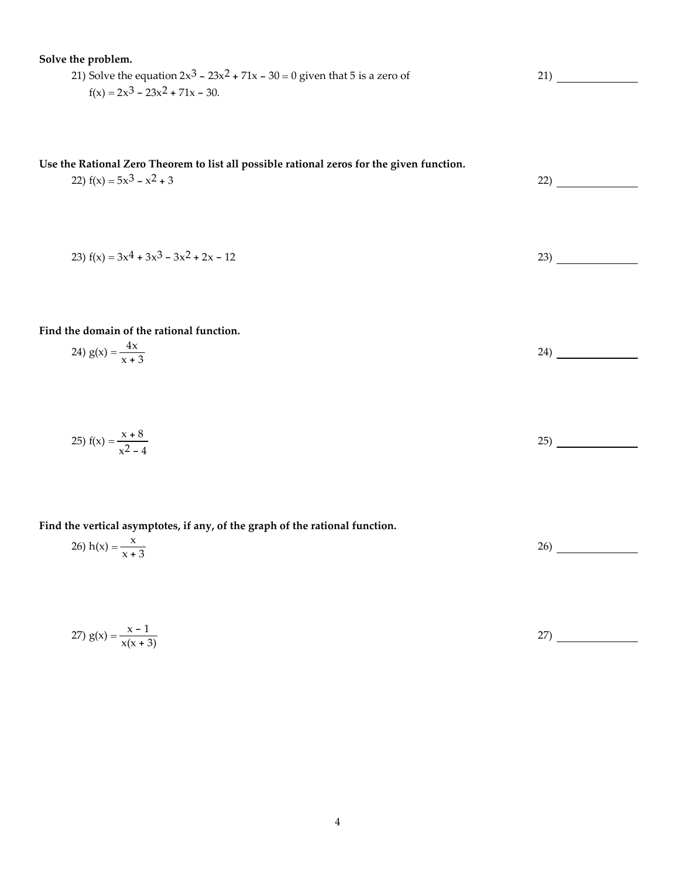**Solve the problem.**

21) Solve the equation $2x^3 - 23x^2 + 71x - 30 = 0$ given that 5 is a zero of $f(x) = 2x^3 - 23x^2 + 71x - 30$.

21) ______________

**Use the Rational Zero Theorem to list all possible rational zeros for the given function.**

22) $f(x) = 5x^3 - x^2 + 3$

22) ______________

23) $f(x) = 3x^4 + 3x^3 - 3x^2 + 2x - 12$

23) ______________

**Find the domain of the rational function.**

24) $g(x) = \dfrac{4x}{x + 3}$

24) ______________

25) $f(x) = \dfrac{x + 8}{x^2 - 4}$

25) ______________

**Find the vertical asymptotes, if any, of the graph of the rational function.**

26) $h(x) = \dfrac{x}{x + 3}$

26) ______________

27) $g(x) = \dfrac{x - 1}{x(x + 3)}$

27) ______________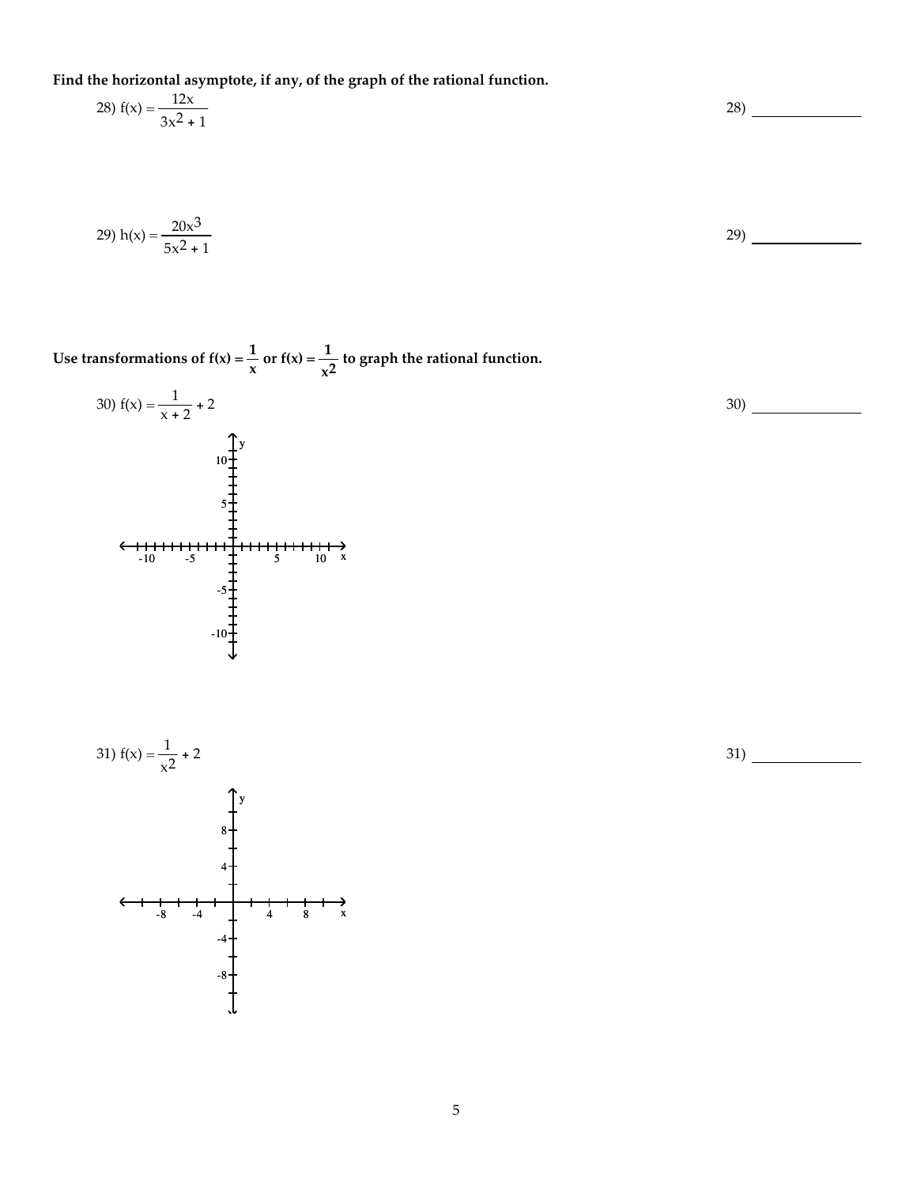**Find the horizontal asymptote, if any, of the graph of the rational function.**

28) $f(x) = \dfrac{12x}{3x^2 + 1}$ 28) ______________

29) $h(x) = \dfrac{20x^3}{5x^2 + 1}$ 29) ______________

**Use transformations of $f(x) = \dfrac{1}{x}$ or $f(x) = \dfrac{1}{x^2}$ to graph the rational function.**

30) $f(x) = \dfrac{1}{x + 2} + 2$ 30) ______________

31) $f(x) = \dfrac{1}{x^2} + 2$ 31) ______________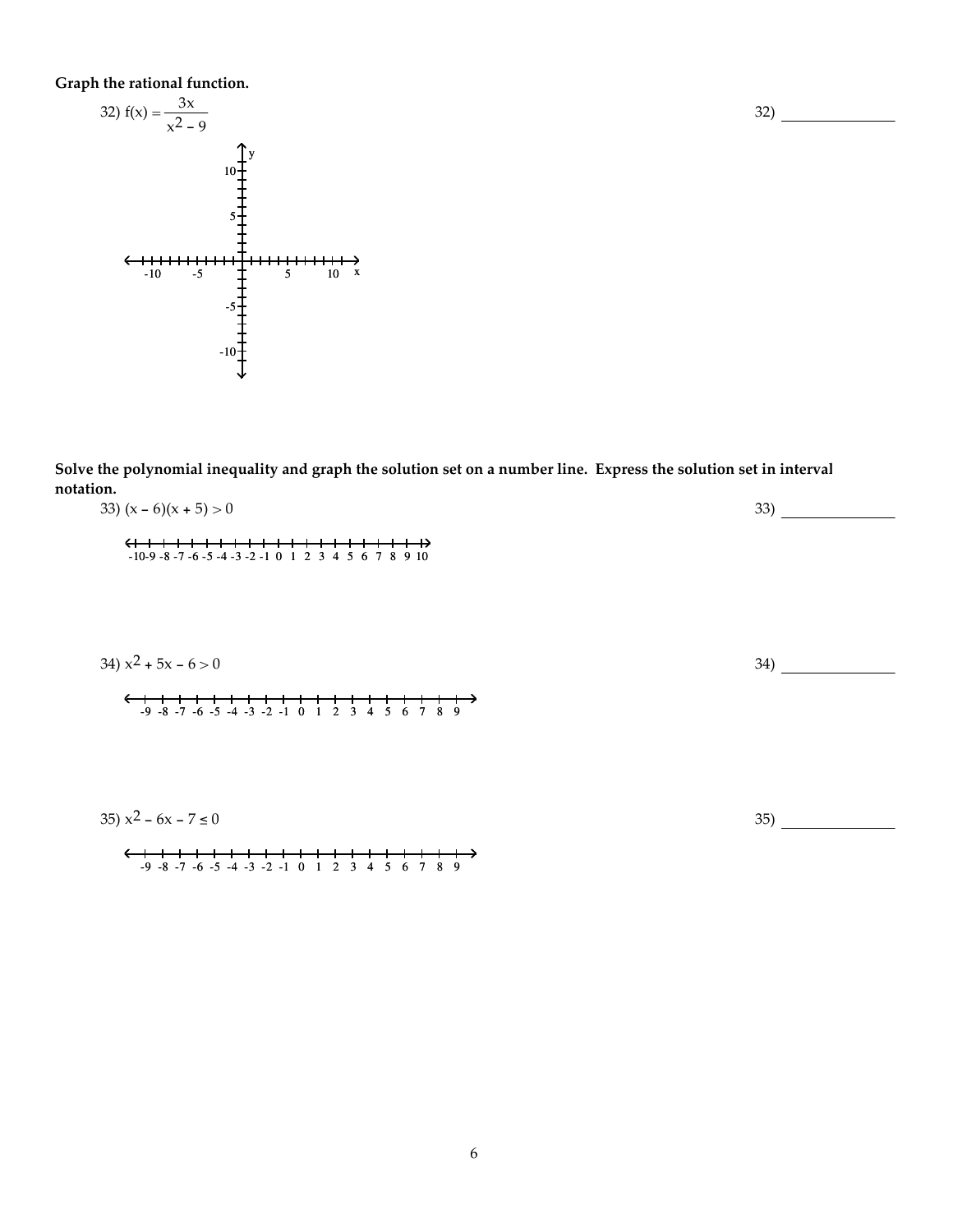**Graph the rational function.**

32) $f(x) = \dfrac{3x}{x^2 - 9}$

32) ______________

**Solve the polynomial inequality and graph the solution set on a number line. Express the solution set in interval notation.**

33) $(x - 6)(x + 5) > 0$

33) ______________

34) $x^2 + 5x - 6 > 0$

34) ______________

35) $x^2 - 6x - 7 \leq 0$

35) ______________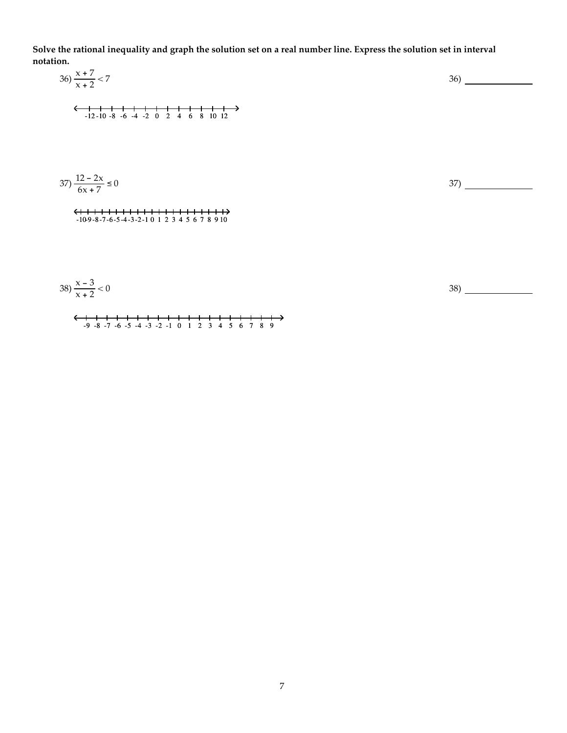**Solve the rational inequality and graph the solution set on a real number line. Express the solution set in interval notation.**

36) $\dfrac{x + 7}{x + 2} < 7$ 36) ______________

-12 -10 -8 -6 -4 -2 0 2 4 6 8 10 12

37) $\dfrac{12 - 2x}{6x + 7} \le 0$ 37) ______________

-10 -9 -8 -7 -6 -5 -4 -3 -2 -1 0 1 2 3 4 5 6 7 8 9 10

38) $\dfrac{x - 3}{x + 2} < 0$ 38) ______________

-9 -8 -7 -6 -5 -4 -3 -2 -1 0 1 2 3 4 5 6 7 8 9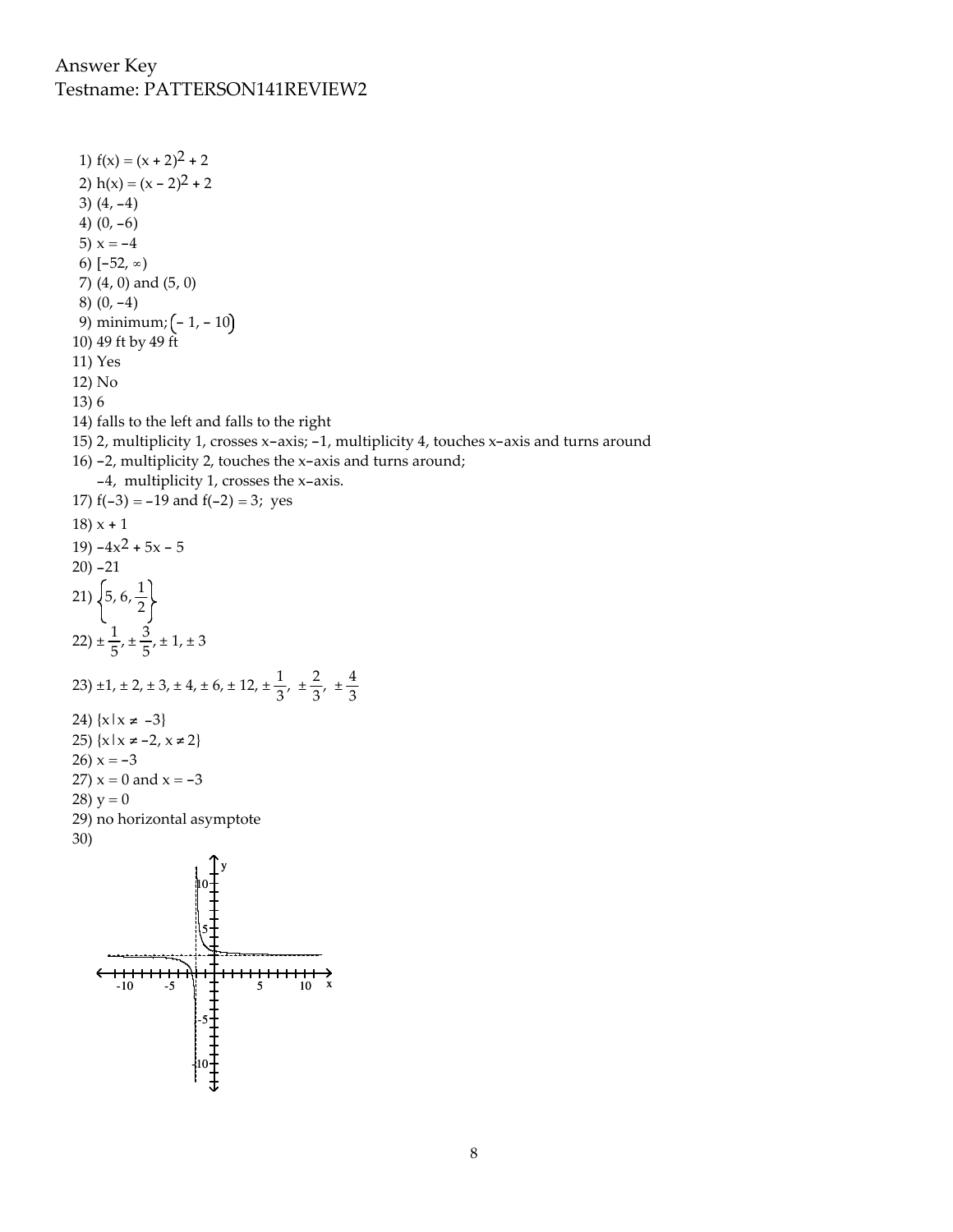Answer Key
Testname: PATTERSON141REVIEW2

1) $f(x) = (x + 2)^2 + 2$
2) $h(x) = (x - 2)^2 + 2$
3) $(4, -4)$
4) $(0, -6)$
5) $x = -4$
6) $[-52, \infty)$
7) $(4, 0)$ and $(5, 0)$
8) $(0, -4)$
9) minimum; $(-1, -10)$
10) 49 ft by 49 ft
11) Yes
12) No
13) 6
14) falls to the left and falls to the right
15) 2, multiplicity 1, crosses x-axis; $-1$, multiplicity 4, touches x-axis and turns around
16) $-2$, multiplicity 2, touches the x-axis and turns around;
    $-4$, multiplicity 1, crosses the x-axis.
17) $f(-3) = -19$ and $f(-2) = 3$; yes
18) $x + 1$
19) $-4x^2 + 5x - 5$
20) $-21$
21) $\left\{5, 6, \frac{1}{2}\right\}$
22) $\pm\frac{1}{5}, \pm\frac{3}{5}, \pm 1, \pm 3$
23) $\pm 1, \pm 2, \pm 3, \pm 4, \pm 6, \pm 12, \pm\frac{1}{3}, \pm\frac{2}{3}, \pm\frac{4}{3}$
24) $\{x \mid x \neq -3\}$
25) $\{x \mid x \neq -2, x \neq 2\}$
26) $x = -3$
27) $x = 0$ and $x = -3$
28) $y = 0$
29) no horizontal asymptote
30)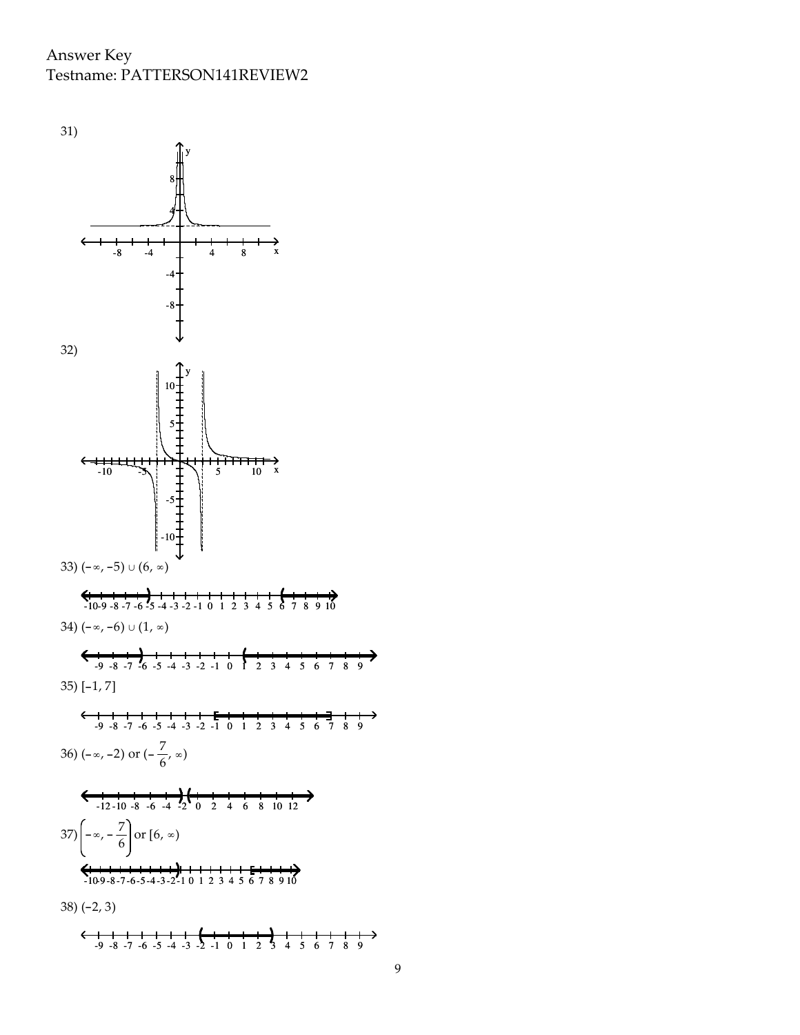Answer Key
Testname: PATTERSON141REVIEW2

31)

y
8
4
-8 -4 4 8 x
-4
-8

32)

y
10
5
-10 -5 5 10 x
-5
-10

33) $(-\infty, -5) \cup (6, \infty)$

-10 -9 -8 -7 -6 -5 -4 -3 -2 -1 0 1 2 3 4 5 6 7 8 9 10

34) $(-\infty, -6) \cup (1, \infty)$

-9 -8 -7 -6 -5 -4 -3 -2 -1 0 1 2 3 4 5 6 7 8 9

35) $[-1, 7]$

-9 -8 -7 -6 -5 -4 -3 -2 -1 0 1 2 3 4 5 6 7 8 9

36) $(-\infty, -2)$ or $(-\frac{7}{6}, \infty)$

-12 -10 -8 -6 -4 -2 0 2 4 6 8 10 12

37) $\left(-\infty, -\frac{7}{6}\right)$ or $[6, \infty)$

-10 -9 -8 -7 -6 -5 -4 -3 -2 -1 0 1 2 3 4 5 6 7 8 9 10

38) $(-2, 3)$

-9 -8 -7 -6 -5 -4 -3 -2 -1 0 1 2 3 4 5 6 7 8 9